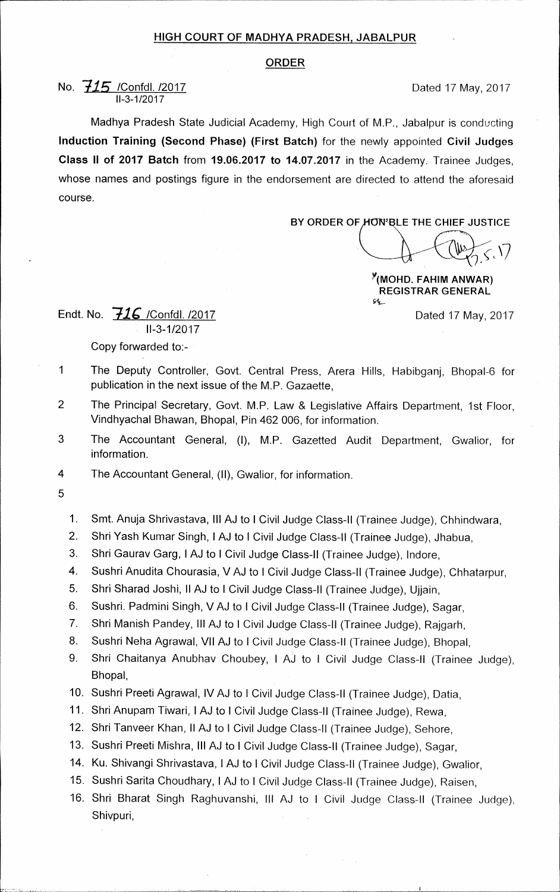## HIGH COURT OF MADHYA PRADESH, JABALPUR

### ORDER

No. 715 /Confdl. /2017
II-3-1/2017

Dated 17 May, 2017

Madhya Pradesh State Judicial Academy, High Court of M.P., Jabalpur is conducting **Induction Training (Second Phase) (First Batch)** for the newly appointed **Civil Judges Class II of 2017 Batch** from **19.06.2017 to 14.07.2017** in the Academy. Trainee Judges, whose names and postings figure in the endorsement are directed to attend the aforesaid course.

**BY ORDER OF HON'BLE THE CHIEF JUSTICE**

**(MOHD. FAHIM ANWAR)**
**REGISTRAR GENERAL**

Endt. No. 716 /Confdl. /2017
II-3-1/2017

Dated 17 May, 2017

Copy forwarded to:-

1. The Deputy Controller, Govt. Central Press, Arera Hills, Habibganj, Bhopal-6 for publication in the next issue of the M.P. Gazaette,
2. The Principal Secretary, Govt. M.P. Law & Legislative Affairs Department, 1st Floor, Vindhyachal Bhawan, Bhopal, Pin 462 006, for information.
3. The Accountant General, (I), M.P. Gazetted Audit Department, Gwalior, for information.
4. The Accountant General, (II), Gwalior, for information.
5.
    1. Smt. Anuja Shrivastava, III AJ to I Civil Judge Class-II (Trainee Judge), Chhindwara,
    2. Shri Yash Kumar Singh, I AJ to I Civil Judge Class-II (Trainee Judge), Jhabua,
    3. Shri Gaurav Garg, I AJ to I Civil Judge Class-II (Trainee Judge), Indore,
    4. Sushri Anudita Chourasia, V AJ to I Civil Judge Class-II (Trainee Judge), Chhatarpur,
    5. Shri Sharad Joshi, II AJ to I Civil Judge Class-II (Trainee Judge), Ujjain,
    6. Sushri. Padmini Singh, V AJ to I Civil Judge Class-II (Trainee Judge), Sagar,
    7. Shri Manish Pandey, III AJ to I Civil Judge Class-II (Trainee Judge), Rajgarh,
    8. Sushri Neha Agrawal, VII AJ to I Civil Judge Class-II (Trainee Judge), Bhopal,
    9. Shri Chaitanya Anubhav Choubey, I AJ to I Civil Judge Class-II (Trainee Judge), Bhopal,
    10. Sushri Preeti Agrawal, IV AJ to I Civil Judge Class-II (Trainee Judge), Datia,
    11. Shri Anupam Tiwari, I AJ to I Civil Judge Class-II (Trainee Judge), Rewa,
    12. Shri Tanveer Khan, II AJ to I Civil Judge Class-II (Trainee Judge), Sehore,
    13. Sushri Preeti Mishra, III AJ to I Civil Judge Class-II (Trainee Judge), Sagar,
    14. Ku. Shivangi Shrivastava, I AJ to I Civil Judge Class-II (Trainee Judge), Gwalior,
    15. Sushri Sarita Choudhary, I AJ to I Civil Judge Class-II (Trainee Judge), Raisen,
    16. Shri Bharat Singh Raghuvanshi, III AJ to I Civil Judge Class-II (Trainee Judge), Shivpuri,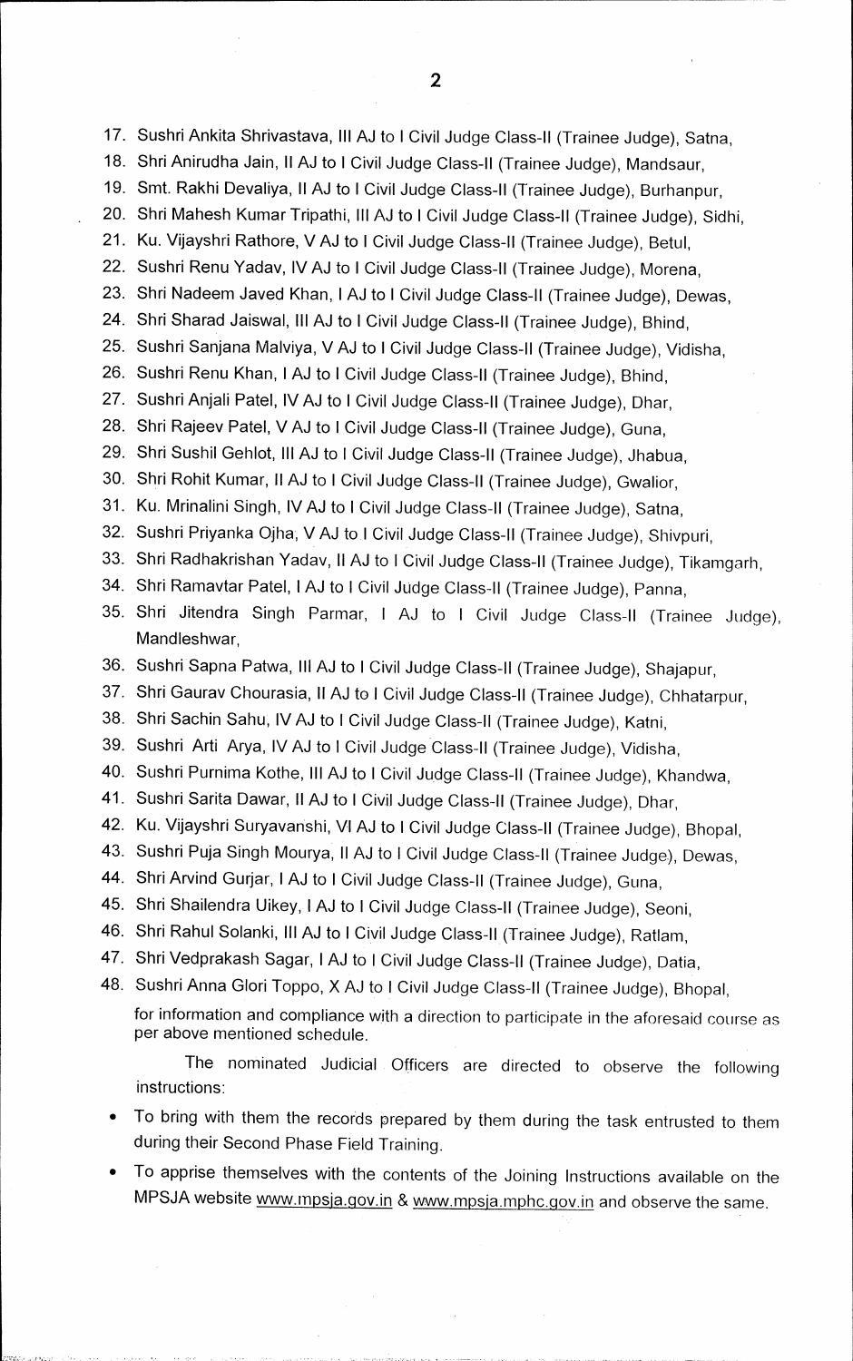17. Sushri Ankita Shrivastava, III AJ to I Civil Judge Class-II (Trainee Judge), Satna,
18. Shri Anirudha Jain, II AJ to I Civil Judge Class-II (Trainee Judge), Mandsaur,
19. Smt. Rakhi Devaliya, II AJ to I Civil Judge Class-II (Trainee Judge), Burhanpur,
20. Shri Mahesh Kumar Tripathi, III AJ to I Civil Judge Class-II (Trainee Judge), Sidhi,
21. Ku. Vijayshri Rathore, V AJ to I Civil Judge Class-II (Trainee Judge), Betul,
22. Sushri Renu Yadav, IV AJ to I Civil Judge Class-II (Trainee Judge), Morena,
23. Shri Nadeem Javed Khan, I AJ to I Civil Judge Class-II (Trainee Judge), Dewas,
24. Shri Sharad Jaiswal, III AJ to I Civil Judge Class-II (Trainee Judge), Bhind,
25. Sushri Sanjana Malviya, V AJ to I Civil Judge Class-II (Trainee Judge), Vidisha,
26. Sushri Renu Khan, I AJ to I Civil Judge Class-II (Trainee Judge), Bhind,
27. Sushri Anjali Patel, IV AJ to I Civil Judge Class-II (Trainee Judge), Dhar,
28. Shri Rajeev Patel, V AJ to I Civil Judge Class-II (Trainee Judge), Guna,
29. Shri Sushil Gehlot, III AJ to I Civil Judge Class-II (Trainee Judge), Jhabua,
30. Shri Rohit Kumar, II AJ to I Civil Judge Class-II (Trainee Judge), Gwalior,
31. Ku. Mrinalini Singh, IV AJ to I Civil Judge Class-II (Trainee Judge), Satna,
32. Sushri Priyanka Ojha, V AJ to I Civil Judge Class-II (Trainee Judge), Shivpuri,
33. Shri Radhakrishan Yadav, II AJ to I Civil Judge Class-II (Trainee Judge), Tikamgarh,
34. Shri Ramavtar Patel, I AJ to I Civil Judge Class-II (Trainee Judge), Panna,
35. Shri Jitendra Singh Parmar, I AJ to I Civil Judge Class-II (Trainee Judge), Mandleshwar,
36. Sushri Sapna Patwa, III AJ to I Civil Judge Class-II (Trainee Judge), Shajapur,
37. Shri Gaurav Chourasia, II AJ to I Civil Judge Class-II (Trainee Judge), Chhatarpur,
38. Shri Sachin Sahu, IV AJ to I Civil Judge Class-II (Trainee Judge), Katni,
39. Sushri Arti Arya, IV AJ to I Civil Judge Class-II (Trainee Judge), Vidisha,
40. Sushri Purnima Kothe, III AJ to I Civil Judge Class-II (Trainee Judge), Khandwa,
41. Sushri Sarita Dawar, II AJ to I Civil Judge Class-II (Trainee Judge), Dhar,
42. Ku. Vijayshri Suryavanshi, VI AJ to I Civil Judge Class-II (Trainee Judge), Bhopal,
43. Sushri Puja Singh Mourya, II AJ to I Civil Judge Class-II (Trainee Judge), Dewas,
44. Shri Arvind Gurjar, I AJ to I Civil Judge Class-II (Trainee Judge), Guna,
45. Shri Shailendra Uikey, I AJ to I Civil Judge Class-II (Trainee Judge), Seoni,
46. Shri Rahul Solanki, III AJ to I Civil Judge Class-II (Trainee Judge), Ratlam,
47. Shri Vedprakash Sagar, I AJ to I Civil Judge Class-II (Trainee Judge), Datia,
48. Sushri Anna Glori Toppo, X AJ to I Civil Judge Class-II (Trainee Judge), Bhopal,

for information and compliance with a direction to participate in the aforesaid course as per above mentioned schedule.

The nominated Judicial Officers are directed to observe the following instructions:

- To bring with them the records prepared by them during the task entrusted to them during their Second Phase Field Training.
- To apprise themselves with the contents of the Joining Instructions available on the MPSJA website www.mpsja.gov.in & www.mpsja.mphc.gov.in and observe the same.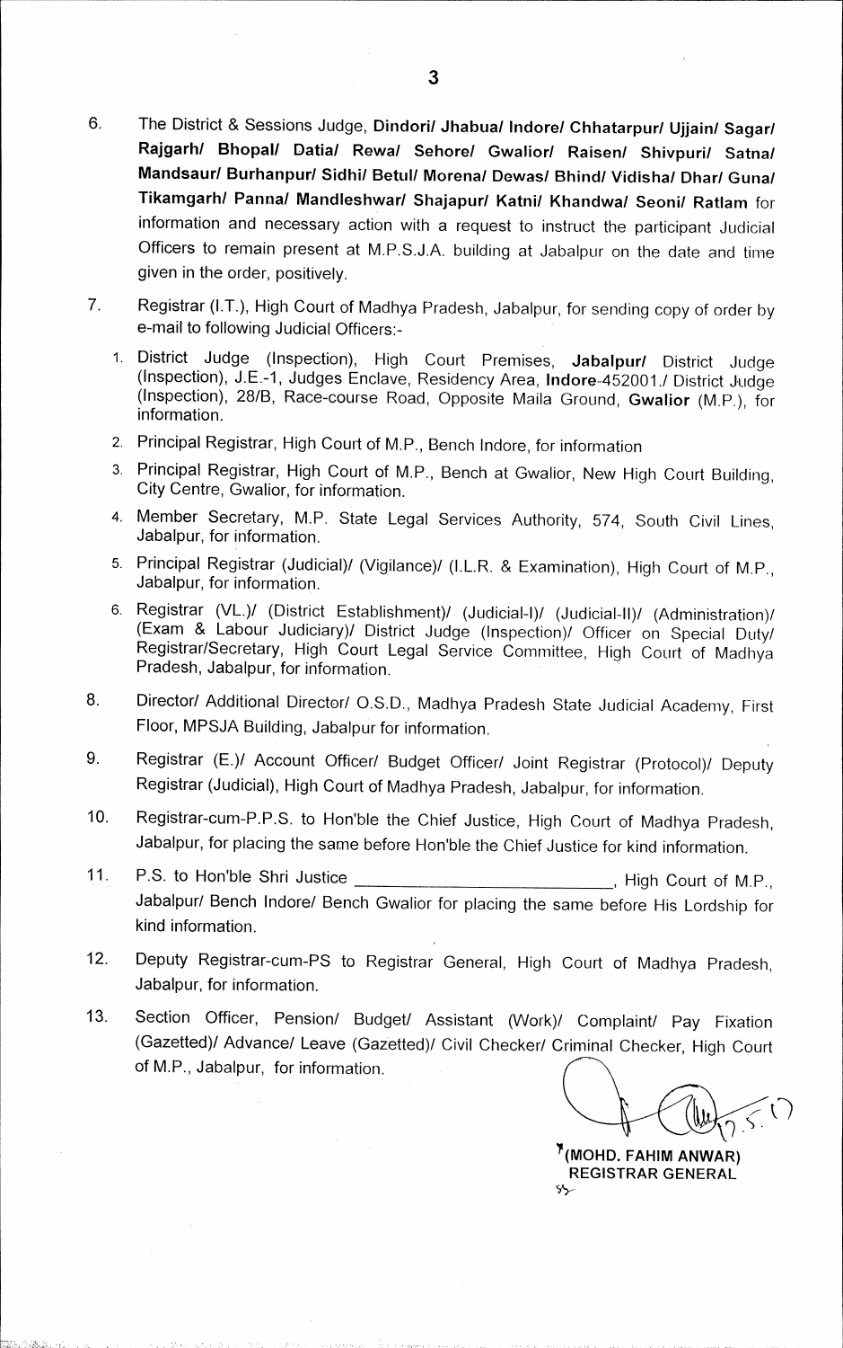6. The District & Sessions Judge, **Dindori/ Jhabua/ Indore/ Chhatarpur/ Ujjain/ Sagar/ Rajgarh/ Bhopal/ Datia/ Rewa/ Sehore/ Gwalior/ Raisen/ Shivpuri/ Satna/ Mandsaur/ Burhanpur/ Sidhi/ Betul/ Morena/ Dewas/ Bhind/ Vidisha/ Dhar/ Guna/ Tikamgarh/ Panna/ Mandleshwar/ Shajapur/ Katni/ Khandwa/ Seoni/ Ratlam** for information and necessary action with a request to instruct the participant Judicial Officers to remain present at M.P.S.J.A. building at Jabalpur on the date and time given in the order, positively.

7. Registrar (I.T.), High Court of Madhya Pradesh, Jabalpur, for sending copy of order by e-mail to following Judicial Officers:-
   1. District Judge (Inspection), High Court Premises, **Jabalpur/** District Judge (Inspection), J.E.-1, Judges Enclave, Residency Area, **Indore**-452001./ District Judge (Inspection), 28/B, Race-course Road, Opposite Maila Ground, **Gwalior** (M.P.), for information.
   2. Principal Registrar, High Court of M.P., Bench Indore, for information
   3. Principal Registrar, High Court of M.P., Bench at Gwalior, New High Court Building, City Centre, Gwalior, for information.
   4. Member Secretary, M.P. State Legal Services Authority, 574, South Civil Lines, Jabalpur, for information.
   5. Principal Registrar (Judicial)/ (Vigilance)/ (I.L.R. & Examination), High Court of M.P., Jabalpur, for information.
   6. Registrar (VL.)/ (District Establishment)/ (Judicial-I)/ (Judicial-II)/ (Administration)/ (Exam & Labour Judiciary)/ District Judge (Inspection)/ Officer on Special Duty/ Registrar/Secretary, High Court Legal Service Committee, High Court of Madhya Pradesh, Jabalpur, for information.

8. Director/ Additional Director/ O.S.D., Madhya Pradesh State Judicial Academy, First Floor, MPSJA Building, Jabalpur for information.

9. Registrar (E.)/ Account Officer/ Budget Officer/ Joint Registrar (Protocol)/ Deputy Registrar (Judicial), High Court of Madhya Pradesh, Jabalpur, for information.

10. Registrar-cum-P.P.S. to Hon'ble the Chief Justice, High Court of Madhya Pradesh, Jabalpur, for placing the same before Hon'ble the Chief Justice for kind information.

11. P.S. to Hon'ble Shri Justice ____________________, High Court of M.P., Jabalpur/ Bench Indore/ Bench Gwalior for placing the same before His Lordship for kind information.

12. Deputy Registrar-cum-PS to Registrar General, High Court of Madhya Pradesh, Jabalpur, for information.

13. Section Officer, Pension/ Budget/ Assistant (Work)/ Complaint/ Pay Fixation (Gazetted)/ Advance/ Leave (Gazetted)/ Civil Checker/ Criminal Checker, High Court of M.P., Jabalpur, for information.

**(MOHD. FAHIM ANWAR)**
**REGISTRAR GENERAL**